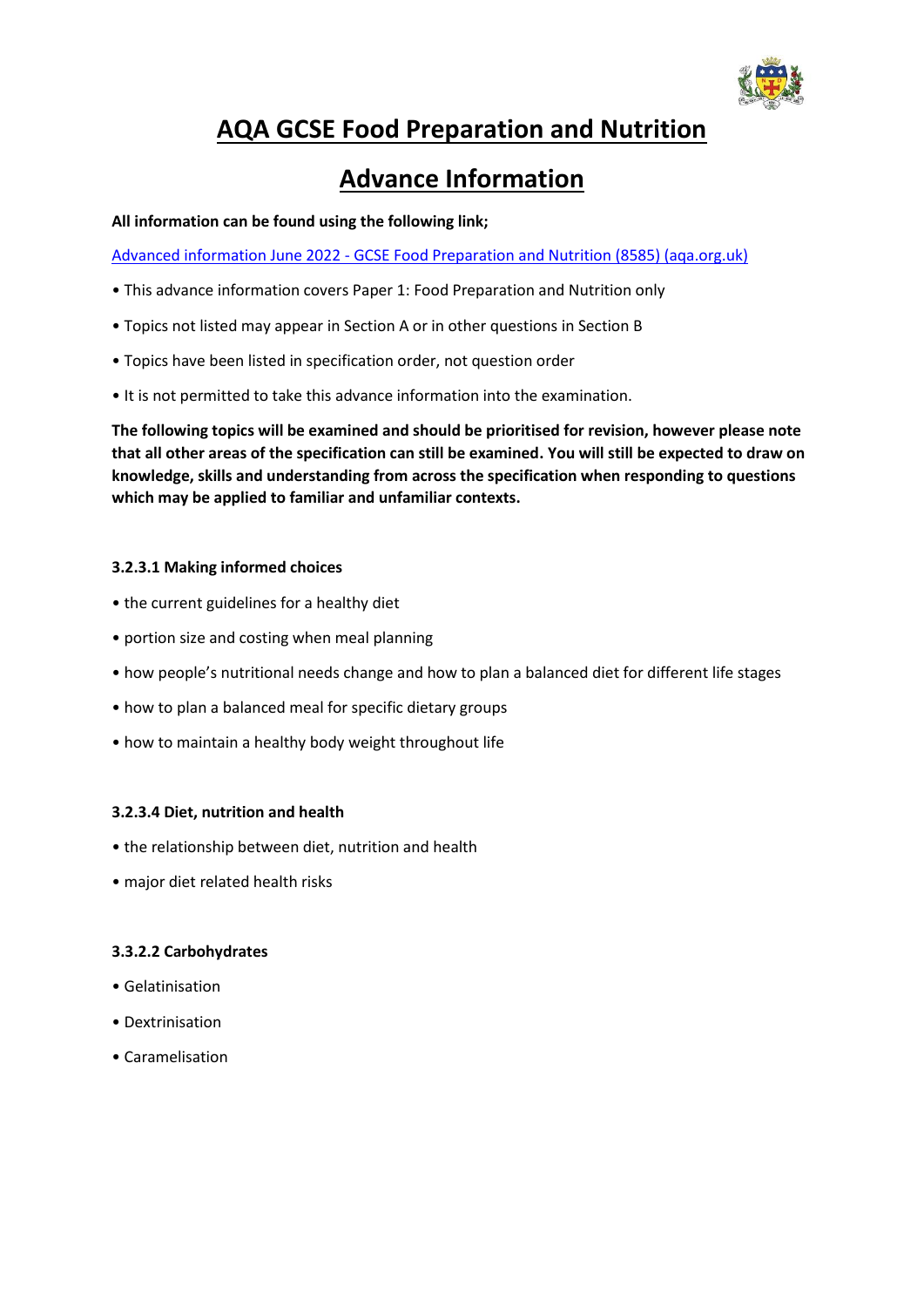# AQA GCSE Food Preparation and Nutrition

## Advance Information

**All information can be found using the following link;**

[Advanced information June 2022 - GCSE Food Preparation and Nutrition (8585) (aqa.org.uk)](https://www.aqa.org.uk)

- This advance information covers Paper 1: Food Preparation and Nutrition only
- Topics not listed may appear in Section A or in other questions in Section B
- Topics have been listed in specification order, not question order
- It is not permitted to take this advance information into the examination.

**The following topics will be examined and should be prioritised for revision, however please note that all other areas of the specification can still be examined. You will still be expected to draw on knowledge, skills and understanding from across the specification when responding to questions which may be applied to familiar and unfamiliar contexts.**

### 3.2.3.1 Making informed choices

- the current guidelines for a healthy diet
- portion size and costing when meal planning
- how people's nutritional needs change and how to plan a balanced diet for different life stages
- how to plan a balanced meal for specific dietary groups
- how to maintain a healthy body weight throughout life

### 3.2.3.4 Diet, nutrition and health

- the relationship between diet, nutrition and health
- major diet related health risks

### 3.3.2.2 Carbohydrates

- Gelatinisation
- Dextrinisation
- Caramelisation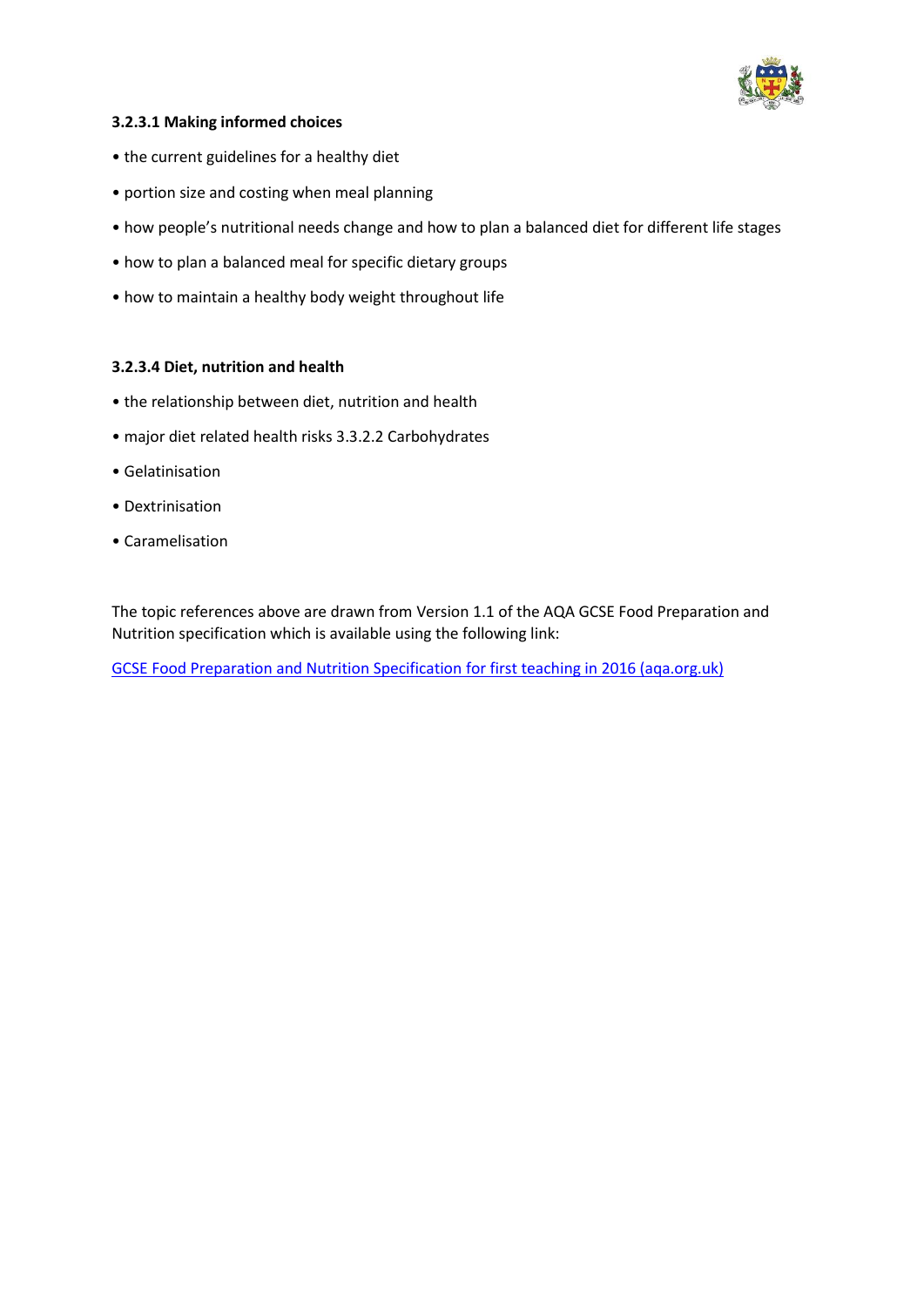### 3.2.3.1 Making informed choices

- the current guidelines for a healthy diet
- portion size and costing when meal planning
- how people's nutritional needs change and how to plan a balanced diet for different life stages
- how to plan a balanced meal for specific dietary groups
- how to maintain a healthy body weight throughout life

### 3.2.3.4 Diet, nutrition and health

- the relationship between diet, nutrition and health
- major diet related health risks 3.3.2.2 Carbohydrates
- Gelatinisation
- Dextrinisation
- Caramelisation

The topic references above are drawn from Version 1.1 of the AQA GCSE Food Preparation and Nutrition specification which is available using the following link:

GCSE Food Preparation and Nutrition Specification for first teaching in 2016 (aqa.org.uk)